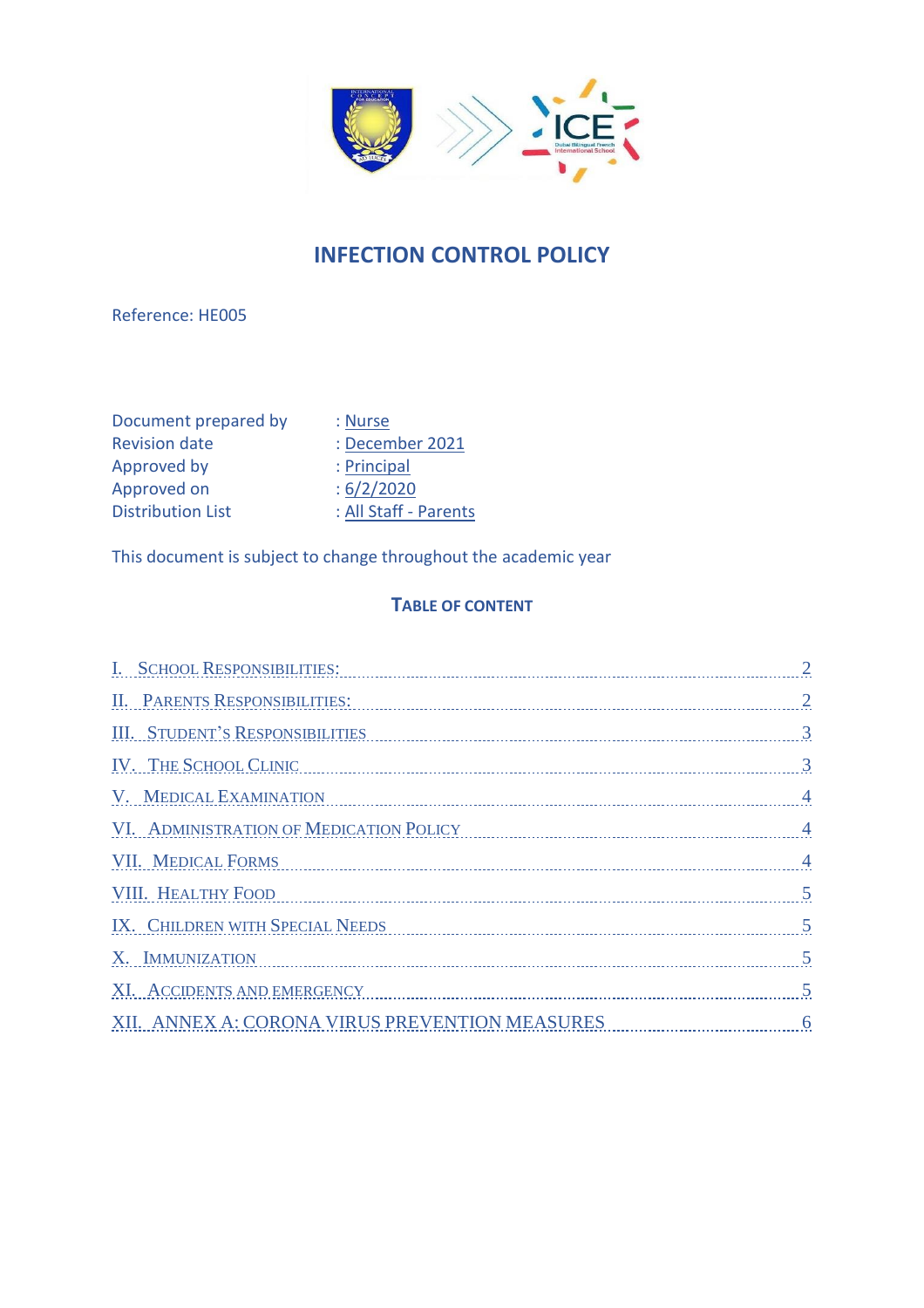# INFECTION CONTROL POLICY

Reference: HE005

| | |
|---|---|
| Document prepared by | : Nurse |
| Revision date | : December 2021 |
| Approved by | : Principal |
| Approved on | : 6/2/2020 |
| Distribution List | : All Staff - Parents |

This document is subject to change throughout the academic year

## TABLE OF CONTENT

I. SCHOOL RESPONSIBILITIES: .......... 2

II. PARENTS RESPONSIBILITIES: .......... 2

III. STUDENT'S RESPONSIBILITIES .......... 3

IV. THE SCHOOL CLINIC .......... 3

V. MEDICAL EXAMINATION .......... 4

VI. ADMINISTRATION OF MEDICATION POLICY .......... 4

VII. MEDICAL FORMS .......... 4

VIII. HEALTHY FOOD .......... 5

IX. CHILDREN WITH SPECIAL NEEDS .......... 5

X. IMMUNIZATION .......... 5

XI. ACCIDENTS AND EMERGENCY .......... 5

XII. ANNEX A: CORONA VIRUS PREVENTION MEASURES .......... 6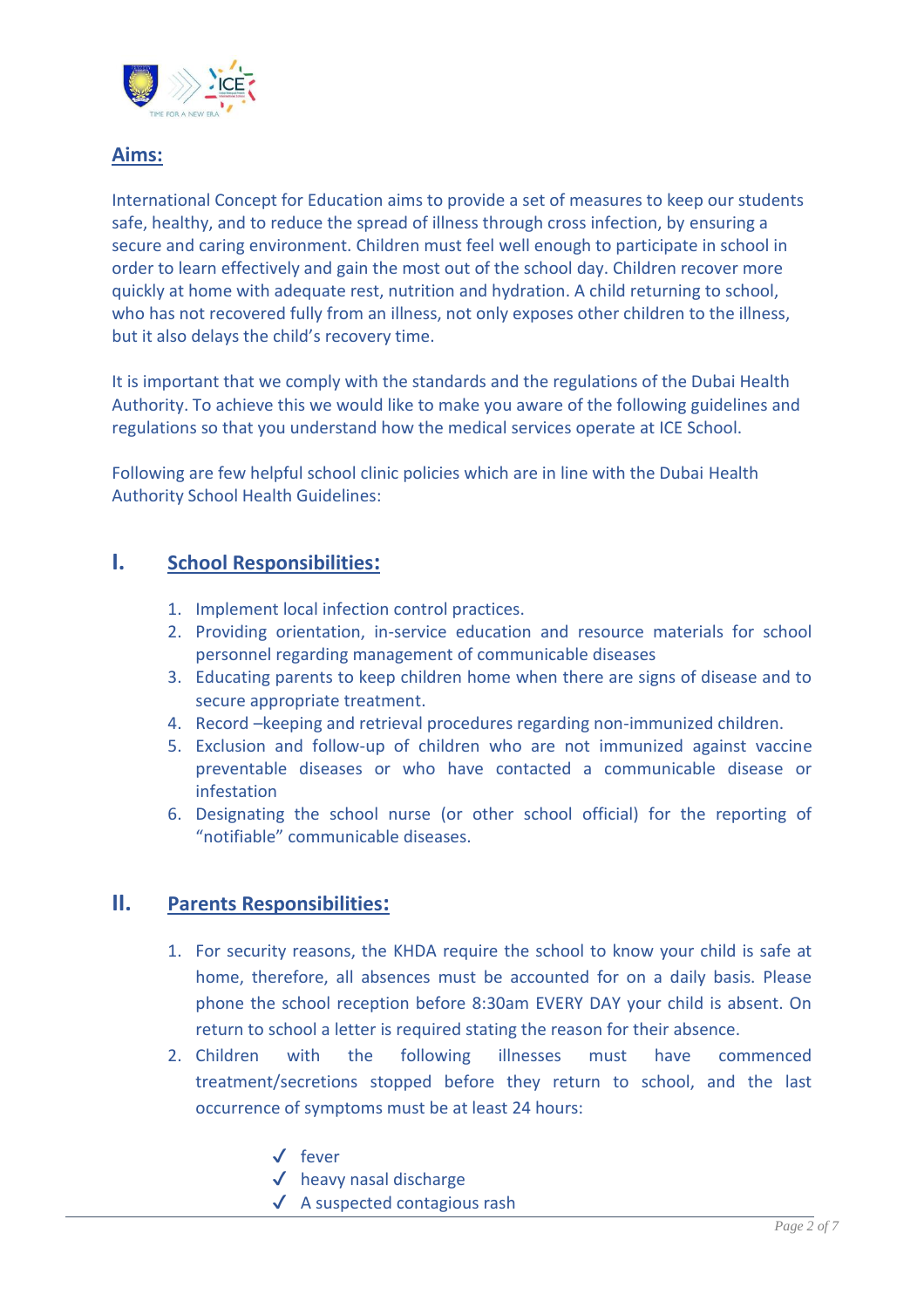## Aims:

International Concept for Education aims to provide a set of measures to keep our students safe, healthy, and to reduce the spread of illness through cross infection, by ensuring a secure and caring environment. Children must feel well enough to participate in school in order to learn effectively and gain the most out of the school day. Children recover more quickly at home with adequate rest, nutrition and hydration. A child returning to school, who has not recovered fully from an illness, not only exposes other children to the illness, but it also delays the child's recovery time.

It is important that we comply with the standards and the regulations of the Dubai Health Authority. To achieve this we would like to make you aware of the following guidelines and regulations so that you understand how the medical services operate at ICE School.

Following are few helpful school clinic policies which are in line with the Dubai Health Authority School Health Guidelines:

## I. School Responsibilities:

1. Implement local infection control practices.
2. Providing orientation, in-service education and resource materials for school personnel regarding management of communicable diseases
3. Educating parents to keep children home when there are signs of disease and to secure appropriate treatment.
4. Record –keeping and retrieval procedures regarding non-immunized children.
5. Exclusion and follow-up of children who are not immunized against vaccine preventable diseases or who have contacted a communicable disease or infestation
6. Designating the school nurse (or other school official) for the reporting of "notifiable" communicable diseases.

## II. Parents Responsibilities:

1. For security reasons, the KHDA require the school to know your child is safe at home, therefore, all absences must be accounted for on a daily basis. Please phone the school reception before 8:30am EVERY DAY your child is absent. On return to school a letter is required stating the reason for their absence.
2. Children with the following illnesses must have commenced treatment/secretions stopped before they return to school, and the last occurrence of symptoms must be at least 24 hours:

   - ✓ fever
   - ✓ heavy nasal discharge
   - ✓ A suspected contagious rash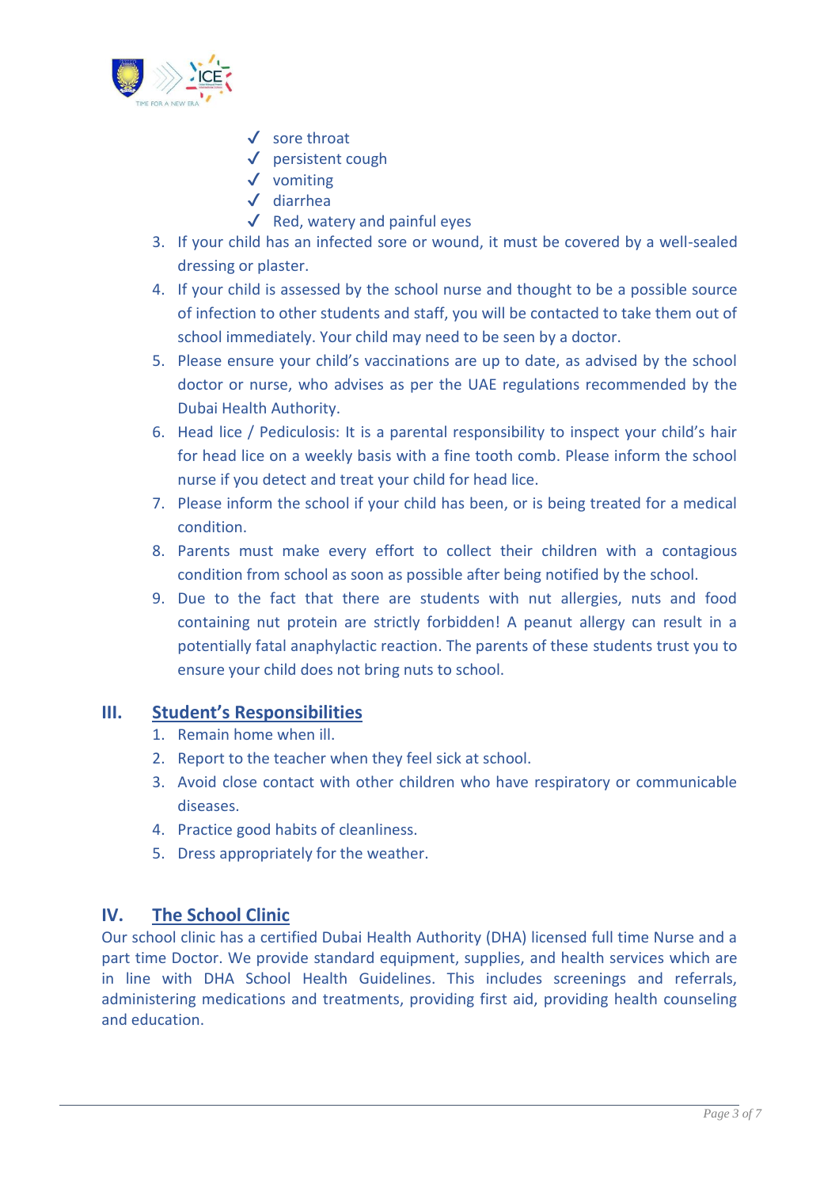- ✓ sore throat
- ✓ persistent cough
- ✓ vomiting
- ✓ diarrhea
- ✓ Red, watery and painful eyes

3. If your child has an infected sore or wound, it must be covered by a well-sealed dressing or plaster.
4. If your child is assessed by the school nurse and thought to be a possible source of infection to other students and staff, you will be contacted to take them out of school immediately. Your child may need to be seen by a doctor.
5. Please ensure your child's vaccinations are up to date, as advised by the school doctor or nurse, who advises as per the UAE regulations recommended by the Dubai Health Authority.
6. Head lice / Pediculosis: It is a parental responsibility to inspect your child's hair for head lice on a weekly basis with a fine tooth comb. Please inform the school nurse if you detect and treat your child for head lice.
7. Please inform the school if your child has been, or is being treated for a medical condition.
8. Parents must make every effort to collect their children with a contagious condition from school as soon as possible after being notified by the school.
9. Due to the fact that there are students with nut allergies, nuts and food containing nut protein are strictly forbidden! A peanut allergy can result in a potentially fatal anaphylactic reaction. The parents of these students trust you to ensure your child does not bring nuts to school.

## III. Student's Responsibilities

1. Remain home when ill.
2. Report to the teacher when they feel sick at school.
3. Avoid close contact with other children who have respiratory or communicable diseases.
4. Practice good habits of cleanliness.
5. Dress appropriately for the weather.

## IV. The School Clinic

Our school clinic has a certified Dubai Health Authority (DHA) licensed full time Nurse and a part time Doctor. We provide standard equipment, supplies, and health services which are in line with DHA School Health Guidelines. This includes screenings and referrals, administering medications and treatments, providing first aid, providing health counseling and education.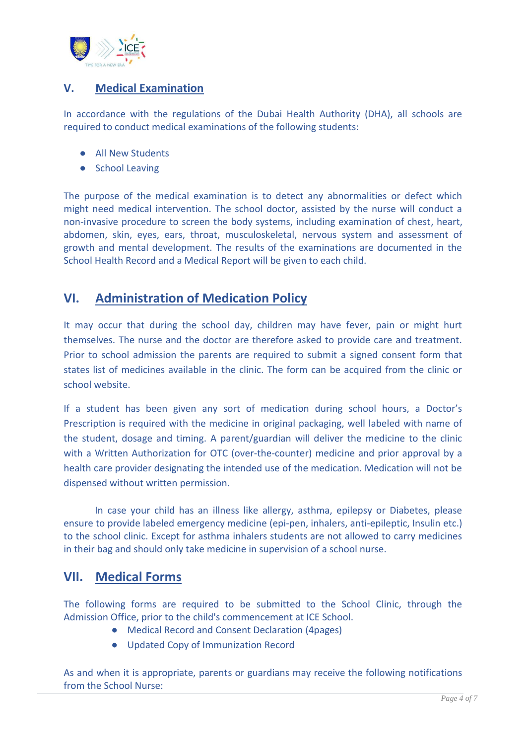## V. Medical Examination

In accordance with the regulations of the Dubai Health Authority (DHA), all schools are required to conduct medical examinations of the following students:

- All New Students
- School Leaving

The purpose of the medical examination is to detect any abnormalities or defect which might need medical intervention. The school doctor, assisted by the nurse will conduct a non-invasive procedure to screen the body systems, including examination of chest, heart, abdomen, skin, eyes, ears, throat, musculoskeletal, nervous system and assessment of growth and mental development. The results of the examinations are documented in the School Health Record and a Medical Report will be given to each child.

## VI. Administration of Medication Policy

It may occur that during the school day, children may have fever, pain or might hurt themselves. The nurse and the doctor are therefore asked to provide care and treatment. Prior to school admission the parents are required to submit a signed consent form that states list of medicines available in the clinic. The form can be acquired from the clinic or school website.

If a student has been given any sort of medication during school hours, a Doctor's Prescription is required with the medicine in original packaging, well labeled with name of the student, dosage and timing. A parent/guardian will deliver the medicine to the clinic with a Written Authorization for OTC (over-the-counter) medicine and prior approval by a health care provider designating the intended use of the medication. Medication will not be dispensed without written permission.

In case your child has an illness like allergy, asthma, epilepsy or Diabetes, please ensure to provide labeled emergency medicine (epi-pen, inhalers, anti-epileptic, Insulin etc.) to the school clinic. Except for asthma inhalers students are not allowed to carry medicines in their bag and should only take medicine in supervision of a school nurse.

## VII. Medical Forms

The following forms are required to be submitted to the School Clinic, through the Admission Office, prior to the child's commencement at ICE School.

- Medical Record and Consent Declaration (4pages)
- Updated Copy of Immunization Record

As and when it is appropriate, parents or guardians may receive the following notifications from the School Nurse: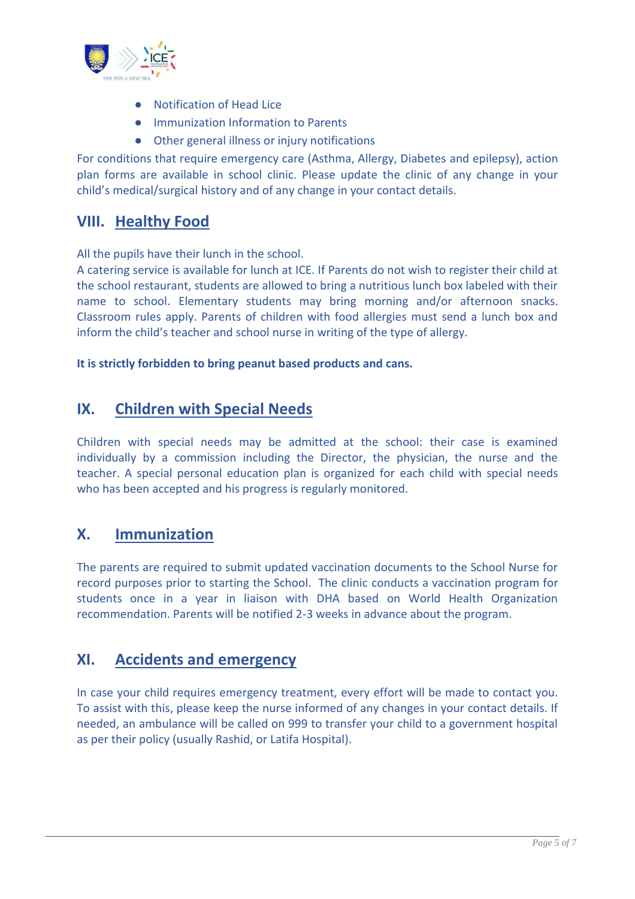- Notification of Head Lice
- Immunization Information to Parents
- Other general illness or injury notifications

For conditions that require emergency care (Asthma, Allergy, Diabetes and epilepsy), action plan forms are available in school clinic. Please update the clinic of any change in your child's medical/surgical history and of any change in your contact details.

## VIII. Healthy Food

All the pupils have their lunch in the school.
A catering service is available for lunch at ICE. If Parents do not wish to register their child at the school restaurant, students are allowed to bring a nutritious lunch box labeled with their name to school. Elementary students may bring morning and/or afternoon snacks. Classroom rules apply. Parents of children with food allergies must send a lunch box and inform the child's teacher and school nurse in writing of the type of allergy.

**It is strictly forbidden to bring peanut based products and cans.**

## IX. Children with Special Needs

Children with special needs may be admitted at the school: their case is examined individually by a commission including the Director, the physician, the nurse and the teacher. A special personal education plan is organized for each child with special needs who has been accepted and his progress is regularly monitored.

## X. Immunization

The parents are required to submit updated vaccination documents to the School Nurse for record purposes prior to starting the School. The clinic conducts a vaccination program for students once in a year in liaison with DHA based on World Health Organization recommendation. Parents will be notified 2-3 weeks in advance about the program.

## XI. Accidents and emergency

In case your child requires emergency treatment, every effort will be made to contact you. To assist with this, please keep the nurse informed of any changes in your contact details. If needed, an ambulance will be called on 999 to transfer your child to a government hospital as per their policy (usually Rashid, or Latifa Hospital).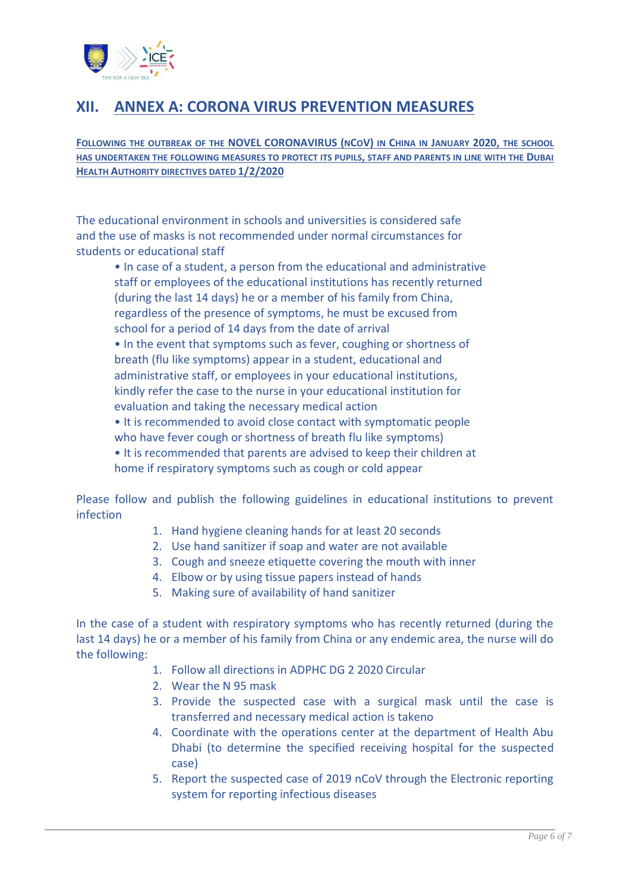## XII. ANNEX A: CORONA VIRUS PREVENTION MEASURES

**FOLLOWING THE OUTBREAK OF THE NOVEL CORONAVIRUS (NCOV) IN CHINA IN JANUARY 2020, THE SCHOOL HAS UNDERTAKEN THE FOLLOWING MEASURES TO PROTECT ITS PUPILS, STAFF AND PARENTS IN LINE WITH THE DUBAI HEALTH AUTHORITY DIRECTIVES DATED 1/2/2020**

The educational environment in schools and universities is considered safe and the use of masks is not recommended under normal circumstances for students or educational staff

- In case of a student, a person from the educational and administrative staff or employees of the educational institutions has recently returned (during the last 14 days) he or a member of his family from China, regardless of the presence of symptoms, he must be excused from school for a period of 14 days from the date of arrival
- In the event that symptoms such as fever, coughing or shortness of breath (flu like symptoms) appear in a student, educational and administrative staff, or employees in your educational institutions, kindly refer the case to the nurse in your educational institution for evaluation and taking the necessary medical action
- It is recommended to avoid close contact with symptomatic people who have fever cough or shortness of breath flu like symptoms)
- It is recommended that parents are advised to keep their children at home if respiratory symptoms such as cough or cold appear

Please follow and publish the following guidelines in educational institutions to prevent infection

1. Hand hygiene cleaning hands for at least 20 seconds
2. Use hand sanitizer if soap and water are not available
3. Cough and sneeze etiquette covering the mouth with inner
4. Elbow or by using tissue papers instead of hands
5. Making sure of availability of hand sanitizer

In the case of a student with respiratory symptoms who has recently returned (during the last 14 days) he or a member of his family from China or any endemic area, the nurse will do the following:

1. Follow all directions in ADPHC DG 2 2020 Circular
2. Wear the N 95 mask
3. Provide the suspected case with a surgical mask until the case is transferred and necessary medical action is takeno
4. Coordinate with the operations center at the department of Health Abu Dhabi (to determine the specified receiving hospital for the suspected case)
5. Report the suspected case of 2019 nCoV through the Electronic reporting system for reporting infectious diseases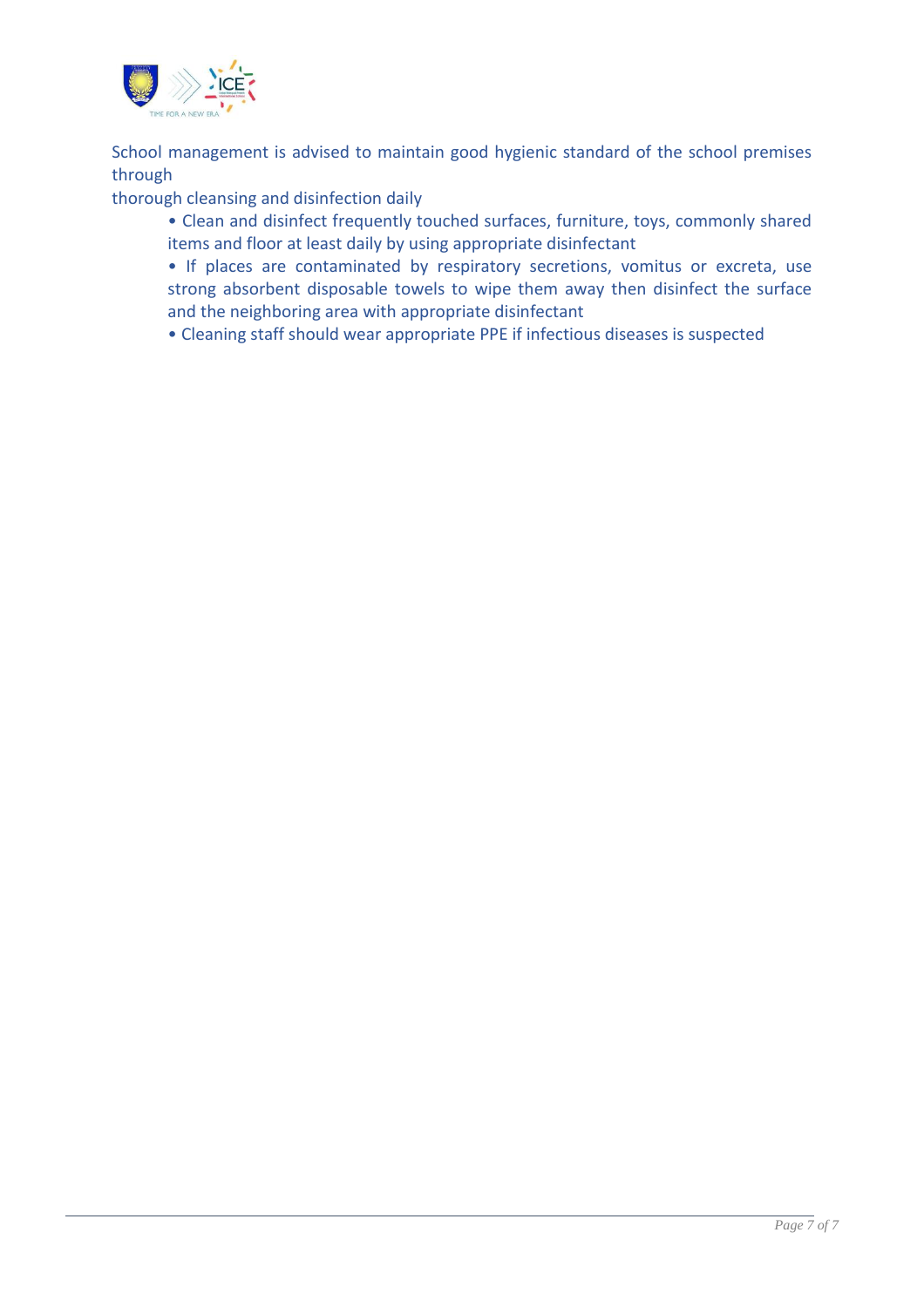School management is advised to maintain good hygienic standard of the school premises through

thorough cleansing and disinfection daily

- Clean and disinfect frequently touched surfaces, furniture, toys, commonly shared items and floor at least daily by using appropriate disinfectant
- If places are contaminated by respiratory secretions, vomitus or excreta, use strong absorbent disposable towels to wipe them away then disinfect the surface and the neighboring area with appropriate disinfectant
- Cleaning staff should wear appropriate PPE if infectious diseases is suspected